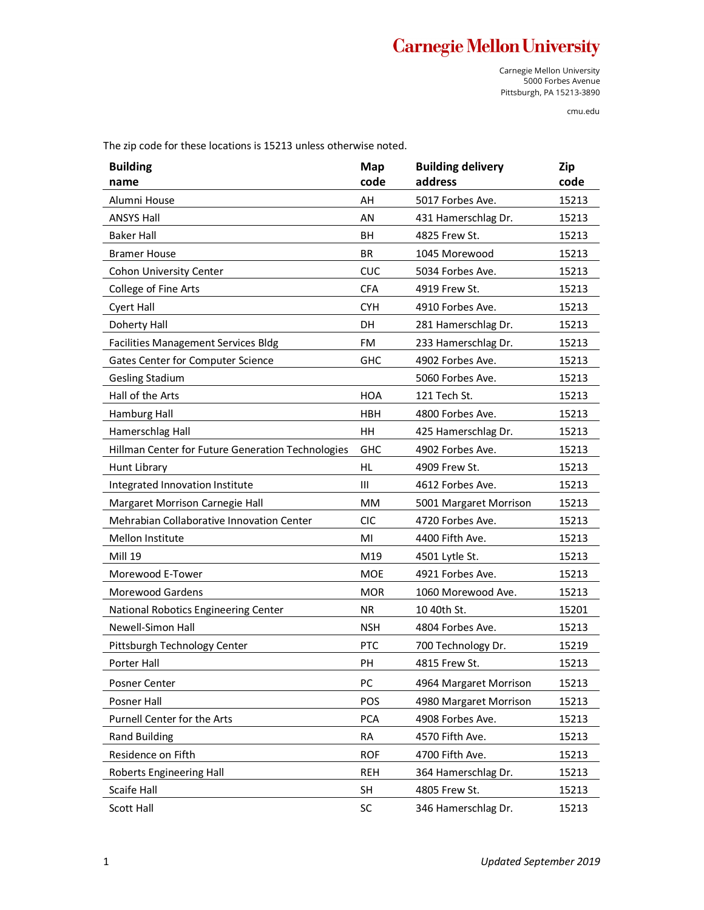**Carnegie Mellon University**

Carnegie Mellon University
5000 Forbes Avenue
Pittsburgh, PA 15213-3890

cmu.edu

The zip code for these locations is 15213 unless otherwise noted.

| Building name | Map code | Building delivery address | Zip code |
|---|---|---|---|
| Alumni House | AH | 5017 Forbes Ave. | 15213 |
| ANSYS Hall | AN | 431 Hamerschlag Dr. | 15213 |
| Baker Hall | BH | 4825 Frew St. | 15213 |
| Bramer House | BR | 1045 Morewood | 15213 |
| Cohon University Center | CUC | 5034 Forbes Ave. | 15213 |
| College of Fine Arts | CFA | 4919 Frew St. | 15213 |
| Cyert Hall | CYH | 4910 Forbes Ave. | 15213 |
| Doherty Hall | DH | 281 Hamerschlag Dr. | 15213 |
| Facilities Management Services Bldg | FM | 233 Hamerschlag Dr. | 15213 |
| Gates Center for Computer Science | GHC | 4902 Forbes Ave. | 15213 |
| Gesling Stadium | | 5060 Forbes Ave. | 15213 |
| Hall of the Arts | HOA | 121 Tech St. | 15213 |
| Hamburg Hall | HBH | 4800 Forbes Ave. | 15213 |
| Hamerschlag Hall | HH | 425 Hamerschlag Dr. | 15213 |
| Hillman Center for Future Generation Technologies | GHC | 4902 Forbes Ave. | 15213 |
| Hunt Library | HL | 4909 Frew St. | 15213 |
| Integrated Innovation Institute | III | 4612 Forbes Ave. | 15213 |
| Margaret Morrison Carnegie Hall | MM | 5001 Margaret Morrison | 15213 |
| Mehrabian Collaborative Innovation Center | CIC | 4720 Forbes Ave. | 15213 |
| Mellon Institute | MI | 4400 Fifth Ave. | 15213 |
| Mill 19 | M19 | 4501 Lytle St. | 15213 |
| Morewood E-Tower | MOE | 4921 Forbes Ave. | 15213 |
| Morewood Gardens | MOR | 1060 Morewood Ave. | 15213 |
| National Robotics Engineering Center | NR | 10 40th St. | 15201 |
| Newell-Simon Hall | NSH | 4804 Forbes Ave. | 15213 |
| Pittsburgh Technology Center | PTC | 700 Technology Dr. | 15219 |
| Porter Hall | PH | 4815 Frew St. | 15213 |
| Posner Center | PC | 4964 Margaret Morrison | 15213 |
| Posner Hall | POS | 4980 Margaret Morrison | 15213 |
| Purnell Center for the Arts | PCA | 4908 Forbes Ave. | 15213 |
| Rand Building | RA | 4570 Fifth Ave. | 15213 |
| Residence on Fifth | ROF | 4700 Fifth Ave. | 15213 |
| Roberts Engineering Hall | REH | 364 Hamerschlag Dr. | 15213 |
| Scaife Hall | SH | 4805 Frew St. | 15213 |
| Scott Hall | SC | 346 Hamerschlag Dr. | 15213 |

*Updated September 2019*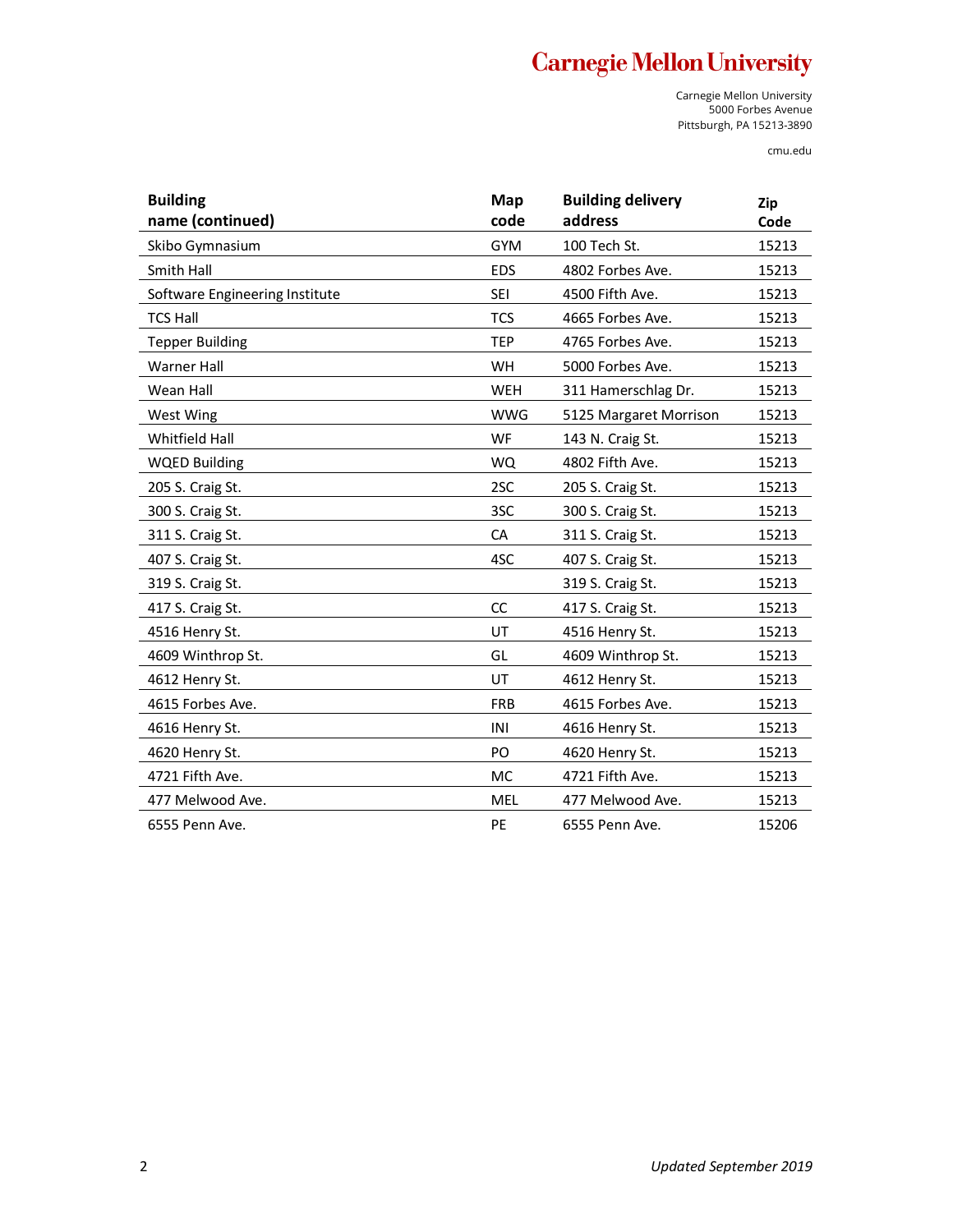**Carnegie Mellon University**

Carnegie Mellon University
5000 Forbes Avenue
Pittsburgh, PA 15213-3890

cmu.edu

| Building name (continued) | Map code | Building delivery address | Zip Code |
|---|---|---|---|
| Skibo Gymnasium | GYM | 100 Tech St. | 15213 |
| Smith Hall | EDS | 4802 Forbes Ave. | 15213 |
| Software Engineering Institute | SEI | 4500 Fifth Ave. | 15213 |
| TCS Hall | TCS | 4665 Forbes Ave. | 15213 |
| Tepper Building | TEP | 4765 Forbes Ave. | 15213 |
| Warner Hall | WH | 5000 Forbes Ave. | 15213 |
| Wean Hall | WEH | 311 Hamerschlag Dr. | 15213 |
| West Wing | WWG | 5125 Margaret Morrison | 15213 |
| Whitfield Hall | WF | 143 N. Craig St. | 15213 |
| WQED Building | WQ | 4802 Fifth Ave. | 15213 |
| 205 S. Craig St. | 2SC | 205 S. Craig St. | 15213 |
| 300 S. Craig St. | 3SC | 300 S. Craig St. | 15213 |
| 311 S. Craig St. | CA | 311 S. Craig St. | 15213 |
| 407 S. Craig St. | 4SC | 407 S. Craig St. | 15213 |
| 319 S. Craig St. | | 319 S. Craig St. | 15213 |
| 417 S. Craig St. | CC | 417 S. Craig St. | 15213 |
| 4516 Henry St. | UT | 4516 Henry St. | 15213 |
| 4609 Winthrop St. | GL | 4609 Winthrop St. | 15213 |
| 4612 Henry St. | UT | 4612 Henry St. | 15213 |
| 4615 Forbes Ave. | FRB | 4615 Forbes Ave. | 15213 |
| 4616 Henry St. | INI | 4616 Henry St. | 15213 |
| 4620 Henry St. | PO | 4620 Henry St. | 15213 |
| 4721 Fifth Ave. | MC | 4721 Fifth Ave. | 15213 |
| 477 Melwood Ave. | MEL | 477 Melwood Ave. | 15213 |
| 6555 Penn Ave. | PE | 6555 Penn Ave. | 15206 |

*Updated September 2019*